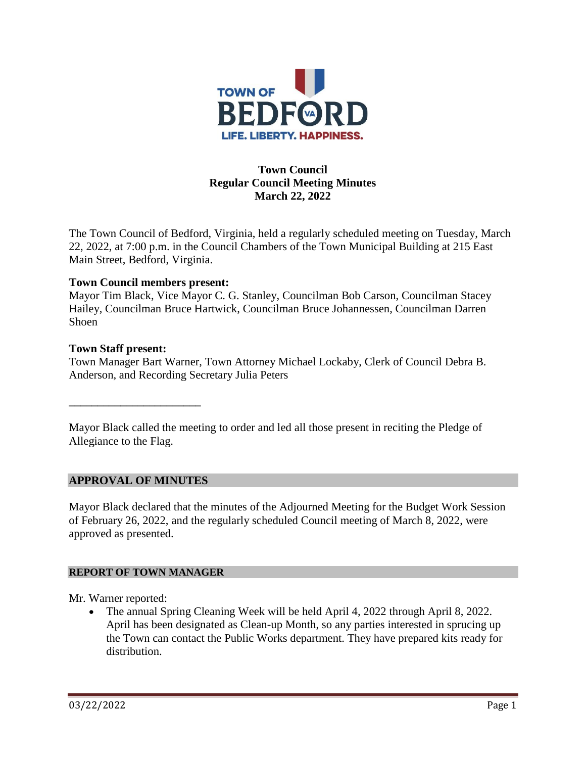TOWN OF BEDFORD VA
LIFE. LIBERTY. HAPPINESS.

# Town Council
## Regular Council Meeting Minutes
## March 22, 2022

The Town Council of Bedford, Virginia, held a regularly scheduled meeting on Tuesday, March 22, 2022, at 7:00 p.m. in the Council Chambers of the Town Municipal Building at 215 East Main Street, Bedford, Virginia.

**Town Council members present:**
Mayor Tim Black, Vice Mayor C. G. Stanley, Councilman Bob Carson, Councilman Stacey Hailey, Councilman Bruce Hartwick, Councilman Bruce Johannessen, Councilman Darren Shoen

**Town Staff present:**
Town Manager Bart Warner, Town Attorney Michael Lockaby, Clerk of Council Debra B. Anderson, and Recording Secretary Julia Peters

---

Mayor Black called the meeting to order and led all those present in reciting the Pledge of Allegiance to the Flag.

## APPROVAL OF MINUTES

Mayor Black declared that the minutes of the Adjourned Meeting for the Budget Work Session of February 26, 2022, and the regularly scheduled Council meeting of March 8, 2022, were approved as presented.

## REPORT OF TOWN MANAGER

Mr. Warner reported:

- The annual Spring Cleaning Week will be held April 4, 2022 through April 8, 2022. April has been designated as Clean-up Month, so any parties interested in sprucing up the Town can contact the Public Works department. They have prepared kits ready for distribution.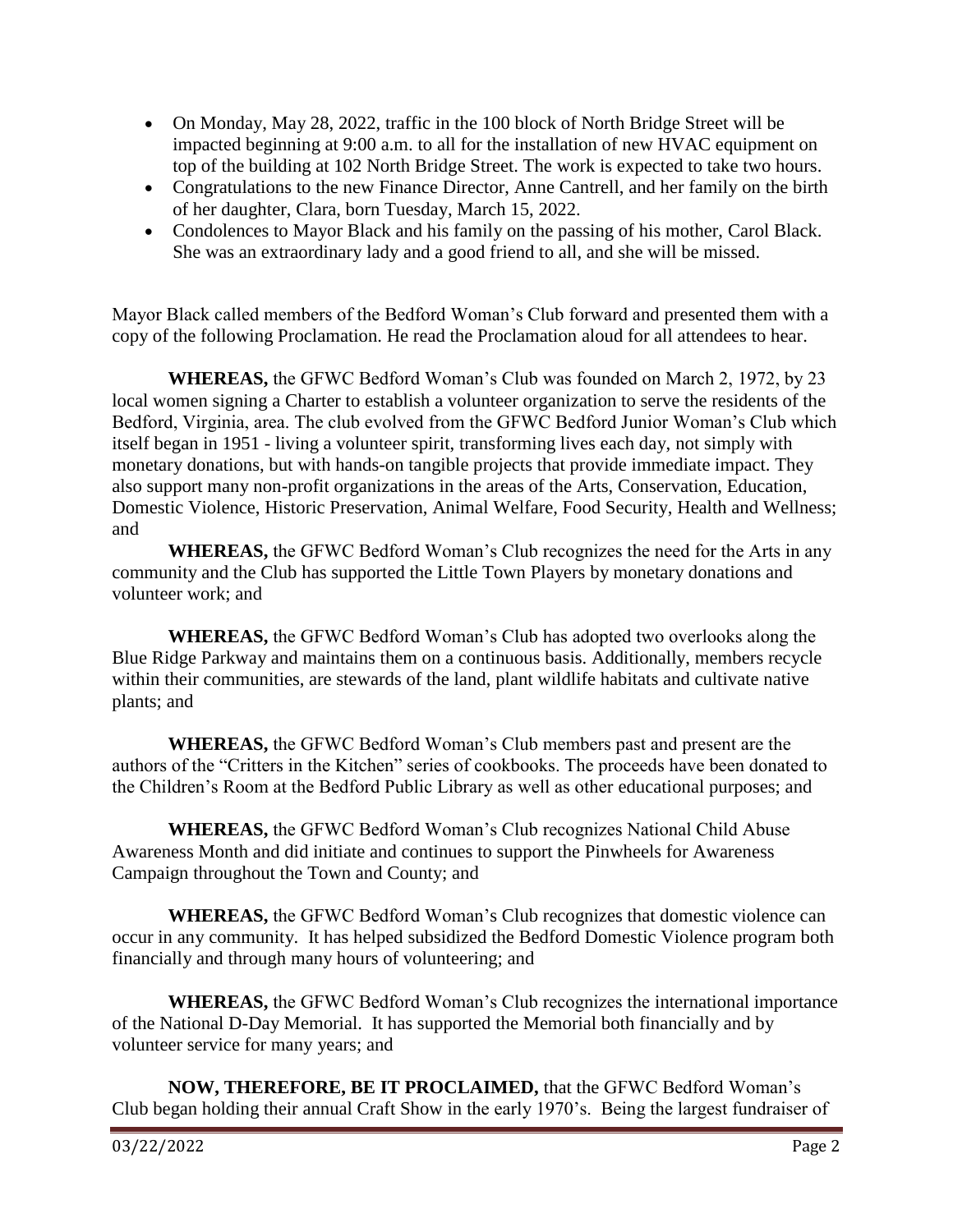- On Monday, May 28, 2022, traffic in the 100 block of North Bridge Street will be impacted beginning at 9:00 a.m. to all for the installation of new HVAC equipment on top of the building at 102 North Bridge Street. The work is expected to take two hours.
- Congratulations to the new Finance Director, Anne Cantrell, and her family on the birth of her daughter, Clara, born Tuesday, March 15, 2022.
- Condolences to Mayor Black and his family on the passing of his mother, Carol Black. She was an extraordinary lady and a good friend to all, and she will be missed.

Mayor Black called members of the Bedford Woman's Club forward and presented them with a copy of the following Proclamation. He read the Proclamation aloud for all attendees to hear.

**WHEREAS,** the GFWC Bedford Woman's Club was founded on March 2, 1972, by 23 local women signing a Charter to establish a volunteer organization to serve the residents of the Bedford, Virginia, area. The club evolved from the GFWC Bedford Junior Woman's Club which itself began in 1951 - living a volunteer spirit, transforming lives each day, not simply with monetary donations, but with hands-on tangible projects that provide immediate impact. They also support many non-profit organizations in the areas of the Arts, Conservation, Education, Domestic Violence, Historic Preservation, Animal Welfare, Food Security, Health and Wellness; and

**WHEREAS,** the GFWC Bedford Woman's Club recognizes the need for the Arts in any community and the Club has supported the Little Town Players by monetary donations and volunteer work; and

**WHEREAS,** the GFWC Bedford Woman's Club has adopted two overlooks along the Blue Ridge Parkway and maintains them on a continuous basis. Additionally, members recycle within their communities, are stewards of the land, plant wildlife habitats and cultivate native plants; and

**WHEREAS,** the GFWC Bedford Woman's Club members past and present are the authors of the "Critters in the Kitchen" series of cookbooks. The proceeds have been donated to the Children's Room at the Bedford Public Library as well as other educational purposes; and

**WHEREAS,** the GFWC Bedford Woman's Club recognizes National Child Abuse Awareness Month and did initiate and continues to support the Pinwheels for Awareness Campaign throughout the Town and County; and

**WHEREAS,** the GFWC Bedford Woman's Club recognizes that domestic violence can occur in any community. It has helped subsidized the Bedford Domestic Violence program both financially and through many hours of volunteering; and

**WHEREAS,** the GFWC Bedford Woman's Club recognizes the international importance of the National D-Day Memorial. It has supported the Memorial both financially and by volunteer service for many years; and

**NOW, THEREFORE, BE IT PROCLAIMED,** that the GFWC Bedford Woman's Club began holding their annual Craft Show in the early 1970's. Being the largest fundraiser of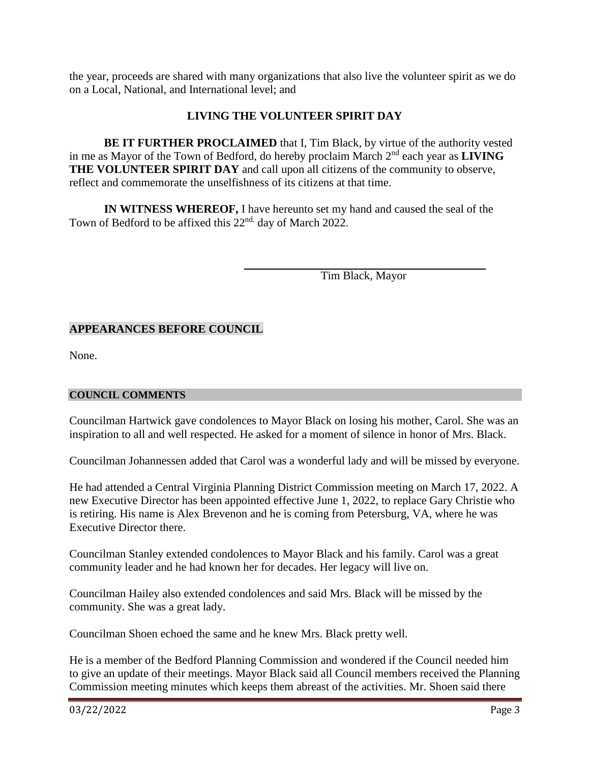the year, proceeds are shared with many organizations that also live the volunteer spirit as we do on a Local, National, and International level; and

**LIVING THE VOLUNTEER SPIRIT DAY**

**BE IT FURTHER PROCLAIMED** that I, Tim Black, by virtue of the authority vested in me as Mayor of the Town of Bedford, do hereby proclaim March 2nd each year as **LIVING THE VOLUNTEER SPIRIT DAY** and call upon all citizens of the community to observe, reflect and commemorate the unselfishness of its citizens at that time.

**IN WITNESS WHEREOF,** I have hereunto set my hand and caused the seal of the Town of Bedford to be affixed this 22nd. day of March 2022.

\_\_\_\_\_\_\_\_\_\_\_\_\_\_\_\_\_\_\_\_\_\_\_\_\_\_\_\_\_\_\_\_\_\_\_\_\_\_\_\_

Tim Black, Mayor

## APPEARANCES BEFORE COUNCIL

None.

## COUNCIL COMMENTS

Councilman Hartwick gave condolences to Mayor Black on losing his mother, Carol. She was an inspiration to all and well respected. He asked for a moment of silence in honor of Mrs. Black.

Councilman Johannessen added that Carol was a wonderful lady and will be missed by everyone.

He had attended a Central Virginia Planning District Commission meeting on March 17, 2022. A new Executive Director has been appointed effective June 1, 2022, to replace Gary Christie who is retiring. His name is Alex Brevenon and he is coming from Petersburg, VA, where he was Executive Director there.

Councilman Stanley extended condolences to Mayor Black and his family. Carol was a great community leader and he had known her for decades. Her legacy will live on.

Councilman Hailey also extended condolences and said Mrs. Black will be missed by the community. She was a great lady.

Councilman Shoen echoed the same and he knew Mrs. Black pretty well.

He is a member of the Bedford Planning Commission and wondered if the Council needed him to give an update of their meetings. Mayor Black said all Council members received the Planning Commission meeting minutes which keeps them abreast of the activities. Mr. Shoen said there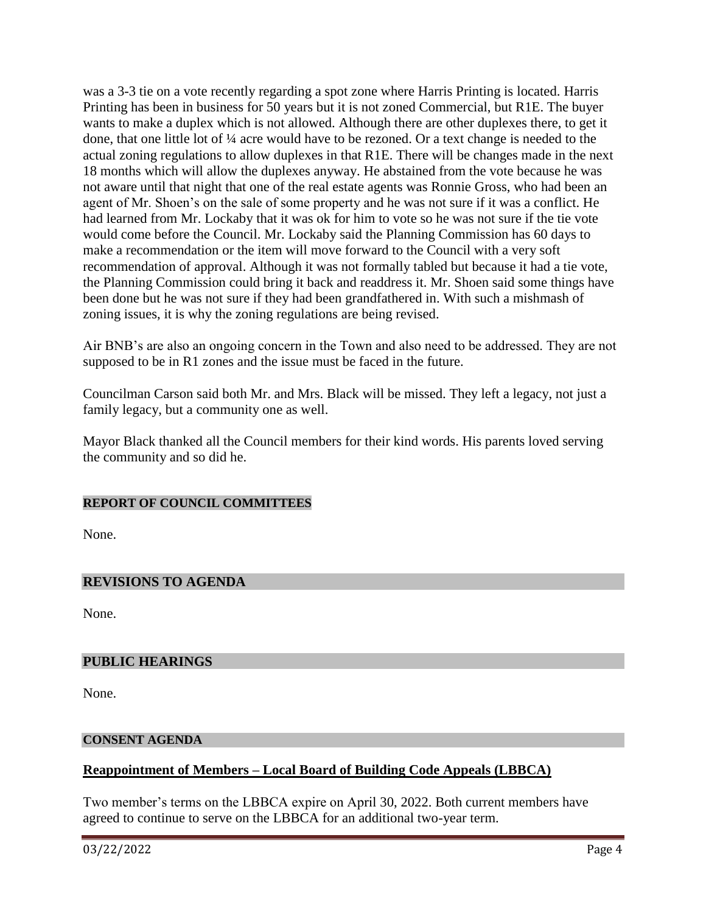was a 3-3 tie on a vote recently regarding a spot zone where Harris Printing is located. Harris Printing has been in business for 50 years but it is not zoned Commercial, but R1E. The buyer wants to make a duplex which is not allowed. Although there are other duplexes there, to get it done, that one little lot of ¼ acre would have to be rezoned. Or a text change is needed to the actual zoning regulations to allow duplexes in that R1E. There will be changes made in the next 18 months which will allow the duplexes anyway. He abstained from the vote because he was not aware until that night that one of the real estate agents was Ronnie Gross, who had been an agent of Mr. Shoen's on the sale of some property and he was not sure if it was a conflict. He had learned from Mr. Lockaby that it was ok for him to vote so he was not sure if the tie vote would come before the Council. Mr. Lockaby said the Planning Commission has 60 days to make a recommendation or the item will move forward to the Council with a very soft recommendation of approval. Although it was not formally tabled but because it had a tie vote, the Planning Commission could bring it back and readdress it. Mr. Shoen said some things have been done but he was not sure if they had been grandfathered in. With such a mishmash of zoning issues, it is why the zoning regulations are being revised.

Air BNB's are also an ongoing concern in the Town and also need to be addressed. They are not supposed to be in R1 zones and the issue must be faced in the future.

Councilman Carson said both Mr. and Mrs. Black will be missed. They left a legacy, not just a family legacy, but a community one as well.

Mayor Black thanked all the Council members for their kind words. His parents loved serving the community and so did he.

## REPORT OF COUNCIL COMMITTEES

None.

## REVISIONS TO AGENDA

None.

## PUBLIC HEARINGS

None.

## CONSENT AGENDA

### Reappointment of Members – Local Board of Building Code Appeals (LBBCA)

Two member's terms on the LBBCA expire on April 30, 2022. Both current members have agreed to continue to serve on the LBBCA for an additional two-year term.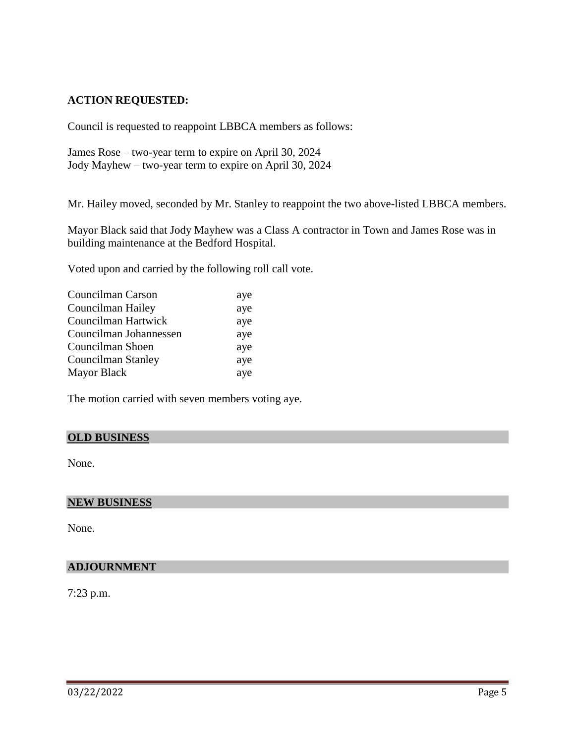**ACTION REQUESTED:**

Council is requested to reappoint LBBCA members as follows:

James Rose – two-year term to expire on April 30, 2024
Jody Mayhew – two-year term to expire on April 30, 2024

Mr. Hailey moved, seconded by Mr. Stanley to reappoint the two above-listed LBBCA members.

Mayor Black said that Jody Mayhew was a Class A contractor in Town and James Rose was in building maintenance at the Bedford Hospital.

Voted upon and carried by the following roll call vote.

| | |
|---|---|
| Councilman Carson | aye |
| Councilman Hailey | aye |
| Councilman Hartwick | aye |
| Councilman Johannessen | aye |
| Councilman Shoen | aye |
| Councilman Stanley | aye |
| Mayor Black | aye |

The motion carried with seven members voting aye.

## OLD BUSINESS

None.

## NEW BUSINESS

None.

## ADJOURNMENT

7:23 p.m.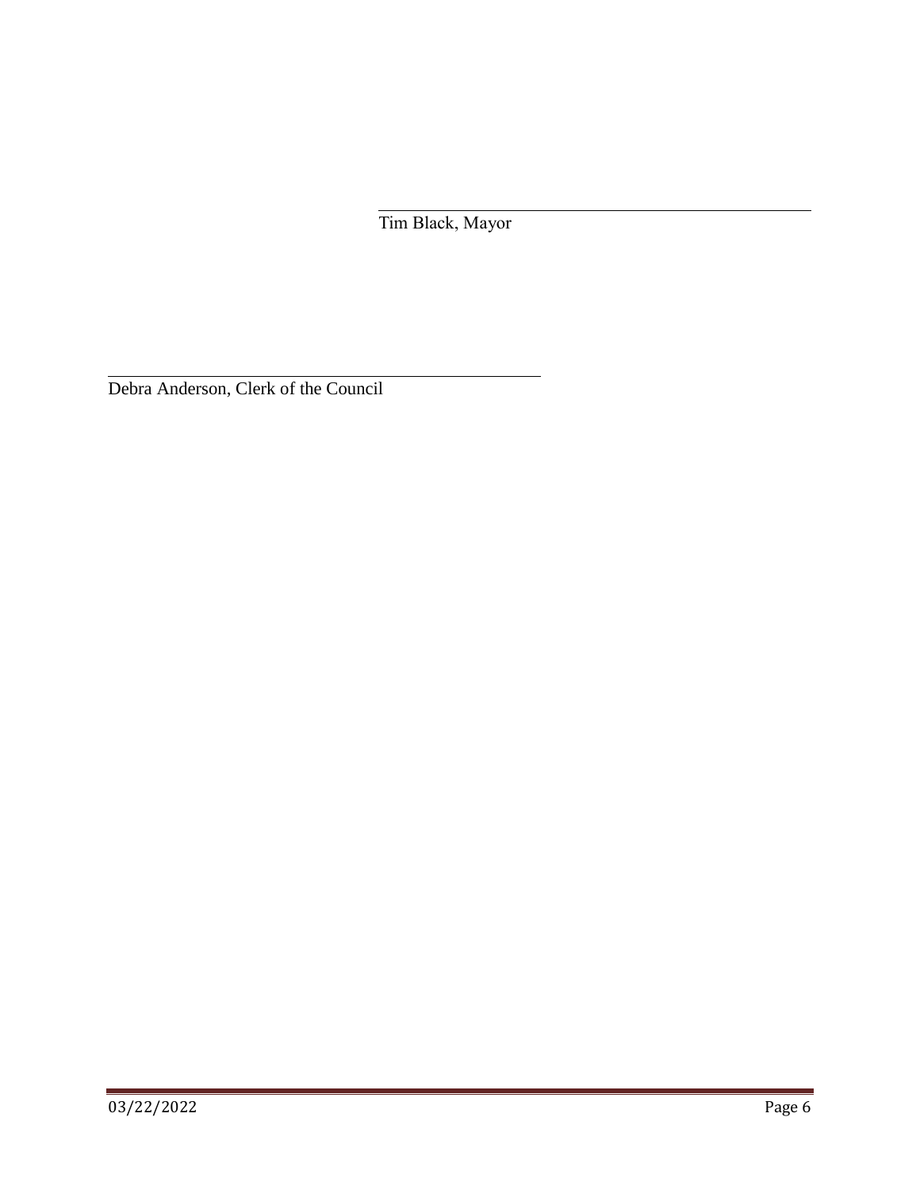\_\_\_\_\_\_\_\_\_\_\_\_\_\_\_\_\_\_\_\_\_\_\_\_\_\_\_\_\_\_\_\_\_\_\_\_\_\_\_\_\_\_\_\_

Tim Black, Mayor

\_\_\_\_\_\_\_\_\_\_\_\_\_\_\_\_\_\_\_\_\_\_\_\_\_\_\_\_\_\_\_\_\_\_\_\_\_\_\_\_\_\_\_\_

Debra Anderson, Clerk of the Council